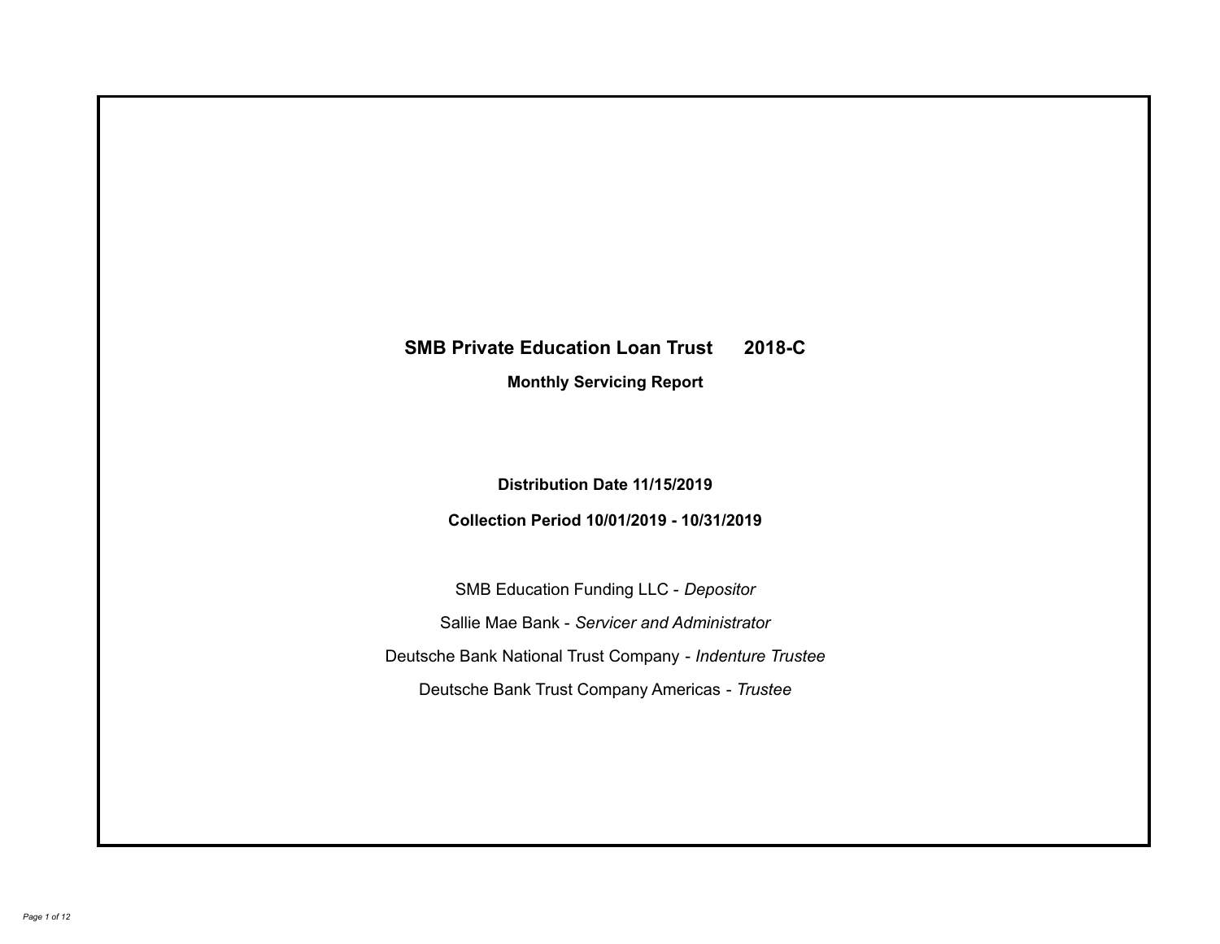# SMB Private Education Loan Trust 2018-C

**Monthly Servicing Report**

**Distribution Date 11/15/2019**

**Collection Period 10/01/2019 - 10/31/2019**

SMB Education Funding LLC - *Depositor*

Sallie Mae Bank - *Servicer and Administrator*

Deutsche Bank National Trust Company - *Indenture Trustee*

Deutsche Bank Trust Company Americas - *Trustee*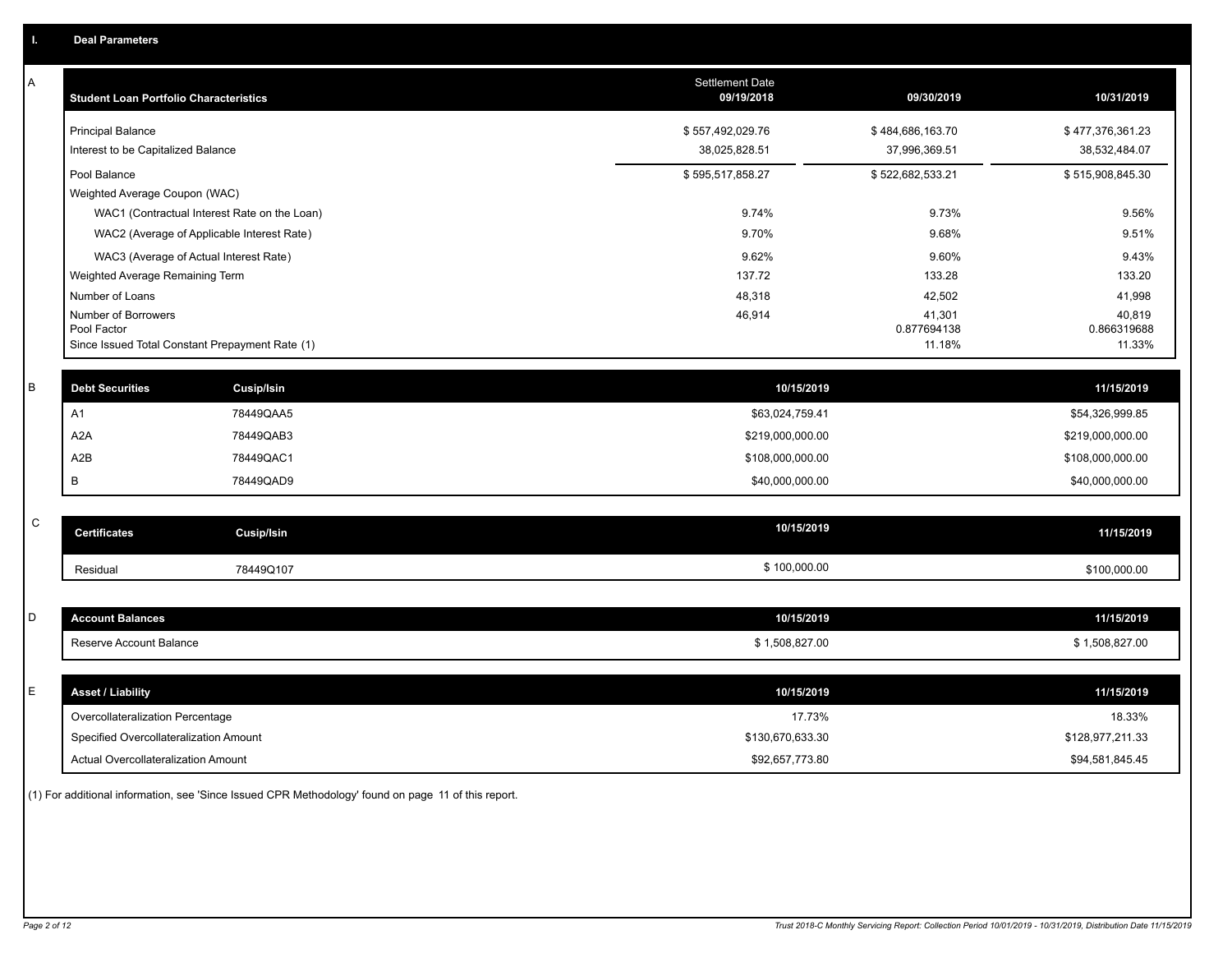## I. Deal Parameters

### A

| Student Loan Portfolio Characteristics | Settlement Date 09/19/2018 | 09/30/2019 | 10/31/2019 |
|---|---|---|---|
| Principal Balance | $ 557,492,029.76 | $ 484,686,163.70 | $ 477,376,361.23 |
| Interest to be Capitalized Balance | 38,025,828.51 | 37,996,369.51 | 38,532,484.07 |
| Pool Balance | $ 595,517,858.27 | $ 522,682,533.21 | $ 515,908,845.30 |
| Weighted Average Coupon (WAC) | | | |
| WAC1 (Contractual Interest Rate on the Loan) | 9.74% | 9.73% | 9.56% |
| WAC2 (Average of Applicable Interest Rate) | 9.70% | 9.68% | 9.51% |
| WAC3 (Average of Actual Interest Rate) | 9.62% | 9.60% | 9.43% |
| Weighted Average Remaining Term | 137.72 | 133.28 | 133.20 |
| Number of Loans | 48,318 | 42,502 | 41,998 |
| Number of Borrowers | 46,914 | 41,301 | 40,819 |
| Pool Factor | | 0.877694138 | 0.866319688 |
| Since Issued Total Constant Prepayment Rate (1) | | 11.18% | 11.33% |

### B

| Debt Securities | Cusip/Isin | 10/15/2019 | 11/15/2019 |
|---|---|---|---|
| A1 | 78449QAA5 | $63,024,759.41 | $54,326,999.85 |
| A2A | 78449QAB3 | $219,000,000.00 | $219,000,000.00 |
| A2B | 78449QAC1 | $108,000,000.00 | $108,000,000.00 |
| B | 78449QAD9 | $40,000,000.00 | $40,000,000.00 |

### C

| Certificates | Cusip/Isin | 10/15/2019 | 11/15/2019 |
|---|---|---|---|
| Residual | 78449Q107 | $ 100,000.00 | $100,000.00 |

### D

| Account Balances | 10/15/2019 | 11/15/2019 |
|---|---|---|
| Reserve Account Balance | $ 1,508,827.00 | $ 1,508,827.00 |

### E

| Asset / Liability | 10/15/2019 | 11/15/2019 |
|---|---|---|
| Overcollateralization Percentage | 17.73% | 18.33% |
| Specified Overcollateralization Amount | $130,670,633.30 | $128,977,211.33 |
| Actual Overcollateralization Amount | $92,657,773.80 | $94,581,845.45 |

(1) For additional information, see 'Since Issued CPR Methodology' found on page 11 of this report.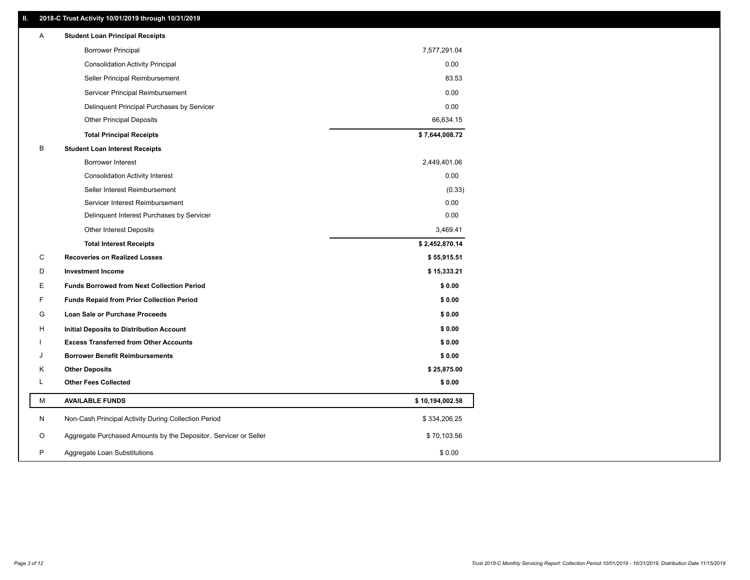## II. 2018-C Trust Activity 10/01/2019 through 10/31/2019

| | | |
|---|---|---|
| A | **Student Loan Principal Receipts** | |
| | Borrower Principal | 7,577,291.04 |
| | Consolidation Activity Principal | 0.00 |
| | Seller Principal Reimbursement | 83.53 |
| | Servicer Principal Reimbursement | 0.00 |
| | Delinquent Principal Purchases by Servicer | 0.00 |
| | Other Principal Deposits | 66,634.15 |
| | **Total Principal Receipts** | **$ 7,644,008.72** |
| B | **Student Loan Interest Receipts** | |
| | Borrower Interest | 2,449,401.06 |
| | Consolidation Activity Interest | 0.00 |
| | Seller Interest Reimbursement | (0.33) |
| | Servicer Interest Reimbursement | 0.00 |
| | Delinquent Interest Purchases by Servicer | 0.00 |
| | Other Interest Deposits | 3,469.41 |
| | **Total Interest Receipts** | **$ 2,452,870.14** |
| C | **Recoveries on Realized Losses** | **$ 55,915.51** |
| D | **Investment Income** | **$ 15,333.21** |
| E | **Funds Borrowed from Next Collection Period** | **$ 0.00** |
| F | **Funds Repaid from Prior Collection Period** | **$ 0.00** |
| G | **Loan Sale or Purchase Proceeds** | **$ 0.00** |
| H | **Initial Deposits to Distribution Account** | **$ 0.00** |
| I | **Excess Transferred from Other Accounts** | **$ 0.00** |
| J | **Borrower Benefit Reimbursements** | **$ 0.00** |
| K | **Other Deposits** | **$ 25,875.00** |
| L | **Other Fees Collected** | **$ 0.00** |
| M | **AVAILABLE FUNDS** | **$ 10,194,002.58** |
| N | Non-Cash Principal Activity During Collection Period | $ 334,206.25 |
| O | Aggregate Purchased Amounts by the Depositor, Servicer or Seller | $ 70,103.56 |
| P | Aggregate Loan Substitutions | $ 0.00 |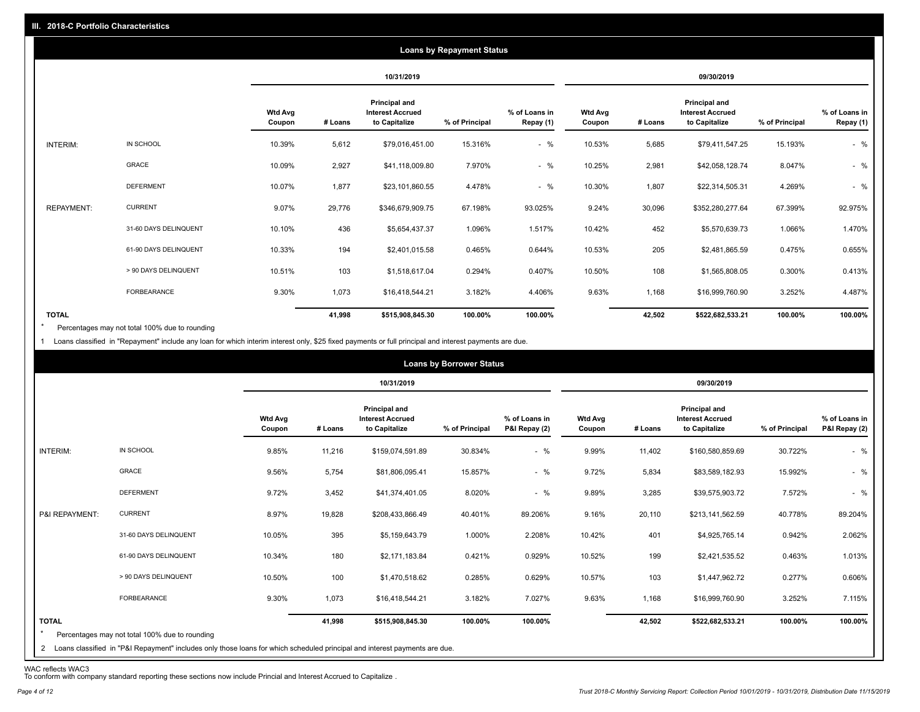## III. 2018-C Portfolio Characteristics

### Loans by Repayment Status

| | | 10/31/2019 | | | | | 09/30/2019 | | | | |
|---|---|---|---|---|---|---|---|---|---|---|---|
| | | Wtd Avg Coupon | # Loans | Principal and Interest Accrued to Capitalize | % of Principal | % of Loans in Repay (1) | Wtd Avg Coupon | # Loans | Principal and Interest Accrued to Capitalize | % of Principal | % of Loans in Repay (1) |
| INTERIM: | IN SCHOOL | 10.39% | 5,612 | $79,016,451.00 | 15.316% | - % | 10.53% | 5,685 | $79,411,547.25 | 15.193% | - % |
| | GRACE | 10.09% | 2,927 | $41,118,009.80 | 7.970% | - % | 10.25% | 2,981 | $42,058,128.74 | 8.047% | - % |
| | DEFERMENT | 10.07% | 1,877 | $23,101,860.55 | 4.478% | - % | 10.30% | 1,807 | $22,314,505.31 | 4.269% | - % |
| REPAYMENT: | CURRENT | 9.07% | 29,776 | $346,679,909.75 | 67.198% | 93.025% | 9.24% | 30,096 | $352,280,277.64 | 67.399% | 92.975% |
| | 31-60 DAYS DELINQUENT | 10.10% | 436 | $5,654,437.37 | 1.096% | 1.517% | 10.42% | 452 | $5,570,639.73 | 1.066% | 1.470% |
| | 61-90 DAYS DELINQUENT | 10.33% | 194 | $2,401,015.58 | 0.465% | 0.644% | 10.53% | 205 | $2,481,865.59 | 0.475% | 0.655% |
| | > 90 DAYS DELINQUENT | 10.51% | 103 | $1,518,617.04 | 0.294% | 0.407% | 10.50% | 108 | $1,565,808.05 | 0.300% | 0.413% |
| | FORBEARANCE | 9.30% | 1,073 | $16,418,544.21 | 3.182% | 4.406% | 9.63% | 1,168 | $16,999,760.90 | 3.252% | 4.487% |
| TOTAL | | | 41,998 | $515,908,845.30 | 100.00% | 100.00% | | 42,502 | $522,682,533.21 | 100.00% | 100.00% |

\* Percentages may not total 100% due to rounding

1 Loans classified in "Repayment" include any loan for which interim interest only, $25 fixed payments or full principal and interest payments are due.

### Loans by Borrower Status

| | | 10/31/2019 | | | | | 09/30/2019 | | | | |
|---|---|---|---|---|---|---|---|---|---|---|---|
| | | Wtd Avg Coupon | # Loans | Principal and Interest Accrued to Capitalize | % of Principal | % of Loans in P&I Repay (2) | Wtd Avg Coupon | # Loans | Principal and Interest Accrued to Capitalize | % of Principal | % of Loans in P&I Repay (2) |
| INTERIM: | IN SCHOOL | 9.85% | 11,216 | $159,074,591.89 | 30.834% | - % | 9.99% | 11,402 | $160,580,859.69 | 30.722% | - % |
| | GRACE | 9.56% | 5,754 | $81,806,095.41 | 15.857% | - % | 9.72% | 5,834 | $83,589,182.93 | 15.992% | - % |
| | DEFERMENT | 9.72% | 3,452 | $41,374,401.05 | 8.020% | - % | 9.89% | 3,285 | $39,575,903.72 | 7.572% | - % |
| P&I REPAYMENT: | CURRENT | 8.97% | 19,828 | $208,433,866.49 | 40.401% | 89.206% | 9.16% | 20,110 | $213,141,562.59 | 40.778% | 89.204% |
| | 31-60 DAYS DELINQUENT | 10.05% | 395 | $5,159,643.79 | 1.000% | 2.208% | 10.42% | 401 | $4,925,765.14 | 0.942% | 2.062% |
| | 61-90 DAYS DELINQUENT | 10.34% | 180 | $2,171,183.84 | 0.421% | 0.929% | 10.52% | 199 | $2,421,535.52 | 0.463% | 1.013% |
| | > 90 DAYS DELINQUENT | 10.50% | 100 | $1,470,518.62 | 0.285% | 0.629% | 10.57% | 103 | $1,447,962.72 | 0.277% | 0.606% |
| | FORBEARANCE | 9.30% | 1,073 | $16,418,544.21 | 3.182% | 7.027% | 9.63% | 1,168 | $16,999,760.90 | 3.252% | 7.115% |
| TOTAL | | | 41,998 | $515,908,845.30 | 100.00% | 100.00% | | 42,502 | $522,682,533.21 | 100.00% | 100.00% |

\* Percentages may not total 100% due to rounding

2 Loans classified in "P&I Repayment" includes only those loans for which scheduled principal and interest payments are due.

WAC reflects WAC3

To conform with company standard reporting these sections now include Princial and Interest Accrued to Capitalize .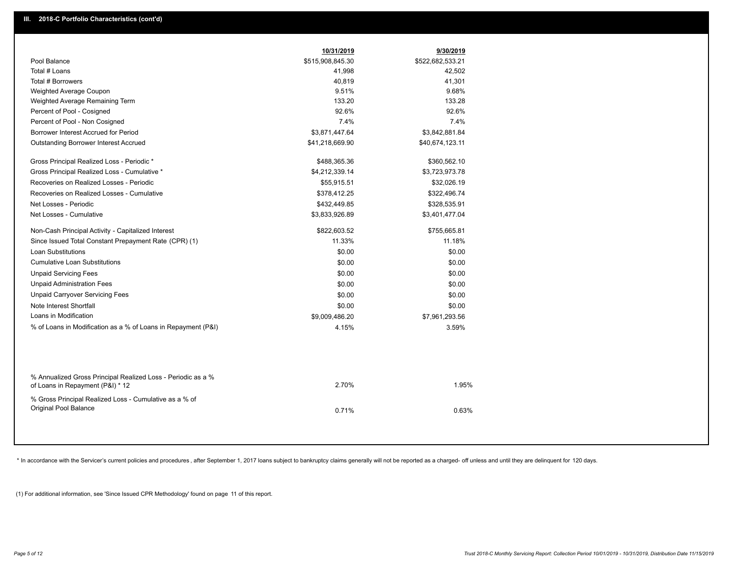## III. 2018-C Portfolio Characteristics (cont'd)

| | 10/31/2019 | 9/30/2019 |
|---|---|---|
| Pool Balance | $515,908,845.30 | $522,682,533.21 |
| Total # Loans | 41,998 | 42,502 |
| Total # Borrowers | 40,819 | 41,301 |
| Weighted Average Coupon | 9.51% | 9.68% |
| Weighted Average Remaining Term | 133.20 | 133.28 |
| Percent of Pool - Cosigned | 92.6% | 92.6% |
| Percent of Pool - Non Cosigned | 7.4% | 7.4% |
| Borrower Interest Accrued for Period | $3,871,447.64 | $3,842,881.84 |
| Outstanding Borrower Interest Accrued | $41,218,669.90 | $40,674,123.11 |
| Gross Principal Realized Loss - Periodic * | $488,365.36 | $360,562.10 |
| Gross Principal Realized Loss - Cumulative * | $4,212,339.14 | $3,723,973.78 |
| Recoveries on Realized Losses - Periodic | $55,915.51 | $32,026.19 |
| Recoveries on Realized Losses - Cumulative | $378,412.25 | $322,496.74 |
| Net Losses - Periodic | $432,449.85 | $328,535.91 |
| Net Losses - Cumulative | $3,833,926.89 | $3,401,477.04 |
| Non-Cash Principal Activity - Capitalized Interest | $822,603.52 | $755,665.81 |
| Since Issued Total Constant Prepayment Rate (CPR) (1) | 11.33% | 11.18% |
| Loan Substitutions | $0.00 | $0.00 |
| Cumulative Loan Substitutions | $0.00 | $0.00 |
| Unpaid Servicing Fees | $0.00 | $0.00 |
| Unpaid Administration Fees | $0.00 | $0.00 |
| Unpaid Carryover Servicing Fees | $0.00 | $0.00 |
| Note Interest Shortfall | $0.00 | $0.00 |
| Loans in Modification | $9,009,486.20 | $7,961,293.56 |
| % of Loans in Modification as a % of Loans in Repayment (P&I) | 4.15% | 3.59% |
| % Annualized Gross Principal Realized Loss - Periodic as a % of Loans in Repayment (P&I) * 12 | 2.70% | 1.95% |
| % Gross Principal Realized Loss - Cumulative as a % of Original Pool Balance | 0.71% | 0.63% |

* In accordance with the Servicer's current policies and procedures, after September 1, 2017 loans subject to bankruptcy claims generally will not be reported as a charged- off unless and until they are delinquent for 120 days.

(1) For additional information, see 'Since Issued CPR Methodology' found on page 11 of this report.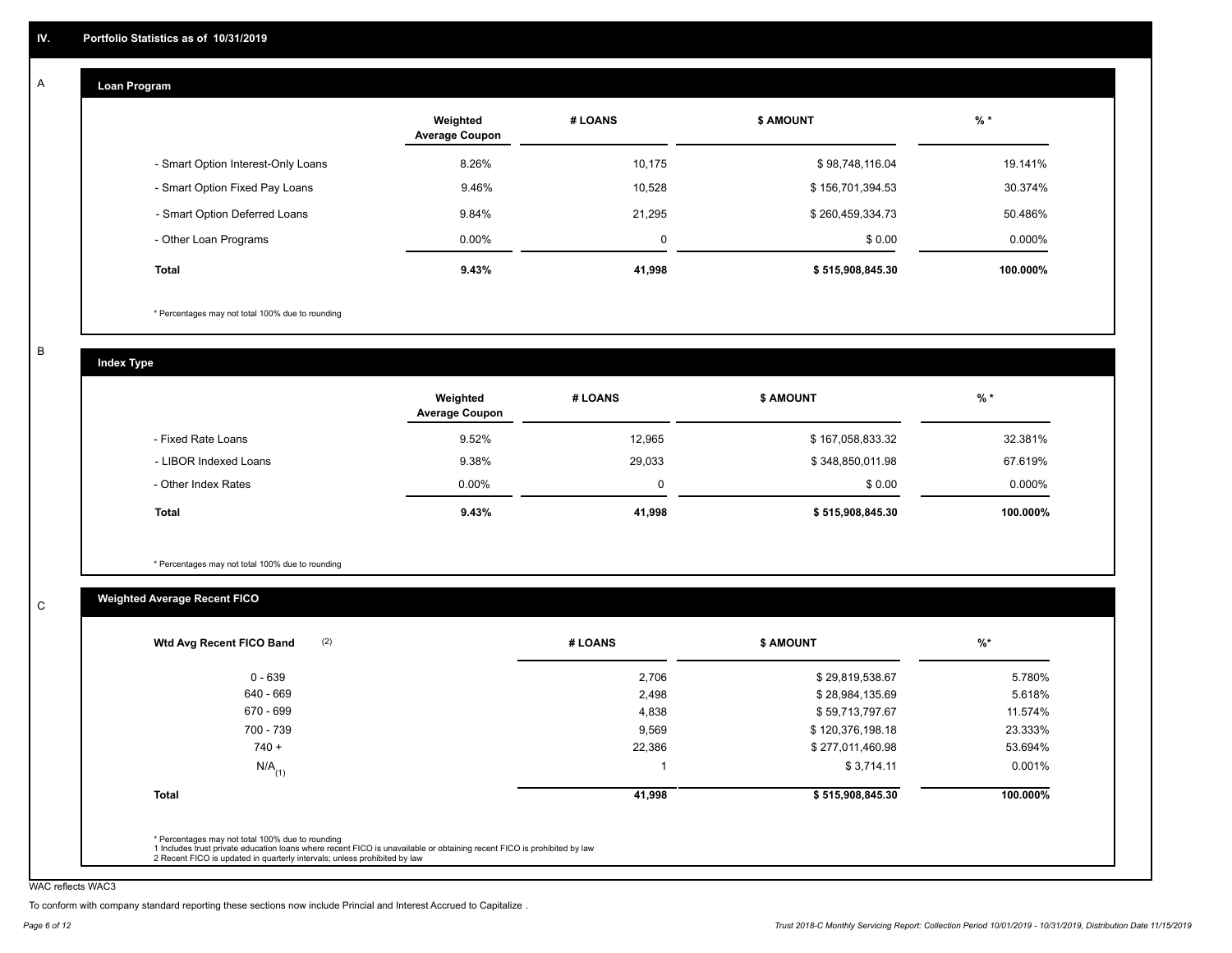# IV. Portfolio Statistics as of 10/31/2019

## A

### Loan Program

| | Weighted Average Coupon | # LOANS | $ AMOUNT | % * |
|---|---|---|---|---|
| - Smart Option Interest-Only Loans | 8.26% | 10,175 | $ 98,748,116.04 | 19.141% |
| - Smart Option Fixed Pay Loans | 9.46% | 10,528 | $ 156,701,394.53 | 30.374% |
| - Smart Option Deferred Loans | 9.84% | 21,295 | $ 260,459,334.73 | 50.486% |
| - Other Loan Programs | 0.00% | 0 | $ 0.00 | 0.000% |
| **Total** | **9.43%** | **41,998** | **$ 515,908,845.30** | **100.000%** |

* Percentages may not total 100% due to rounding

## B

### Index Type

| | Weighted Average Coupon | # LOANS | $ AMOUNT | % * |
|---|---|---|---|---|
| - Fixed Rate Loans | 9.52% | 12,965 | $ 167,058,833.32 | 32.381% |
| - LIBOR Indexed Loans | 9.38% | 29,033 | $ 348,850,011.98 | 67.619% |
| - Other Index Rates | 0.00% | 0 | $ 0.00 | 0.000% |
| **Total** | **9.43%** | **41,998** | **$ 515,908,845.30** | **100.000%** |

* Percentages may not total 100% due to rounding

## C

### Weighted Average Recent FICO

| Wtd Avg Recent FICO Band (2) | # LOANS | $ AMOUNT | %* |
|---|---|---|---|
| 0 - 639 | 2,706 | $ 29,819,538.67 | 5.780% |
| 640 - 669 | 2,498 | $ 28,984,135.69 | 5.618% |
| 670 - 699 | 4,838 | $ 59,713,797.67 | 11.574% |
| 700 - 739 | 9,569 | $ 120,376,198.18 | 23.333% |
| 740 + | 22,386 | $ 277,011,460.98 | 53.694% |
| N/A (1) | 1 | $ 3,714.11 | 0.001% |
| **Total** | **41,998** | **$ 515,908,845.30** | **100.000%** |

* Percentages may not total 100% due to rounding
1 Includes trust private education loans where recent FICO is unavailable or obtaining recent FICO is prohibited by law
2 Recent FICO is updated in quarterly intervals; unless prohibited by law

WAC reflects WAC3

To conform with company standard reporting these sections now include Princial and Interest Accrued to Capitalize .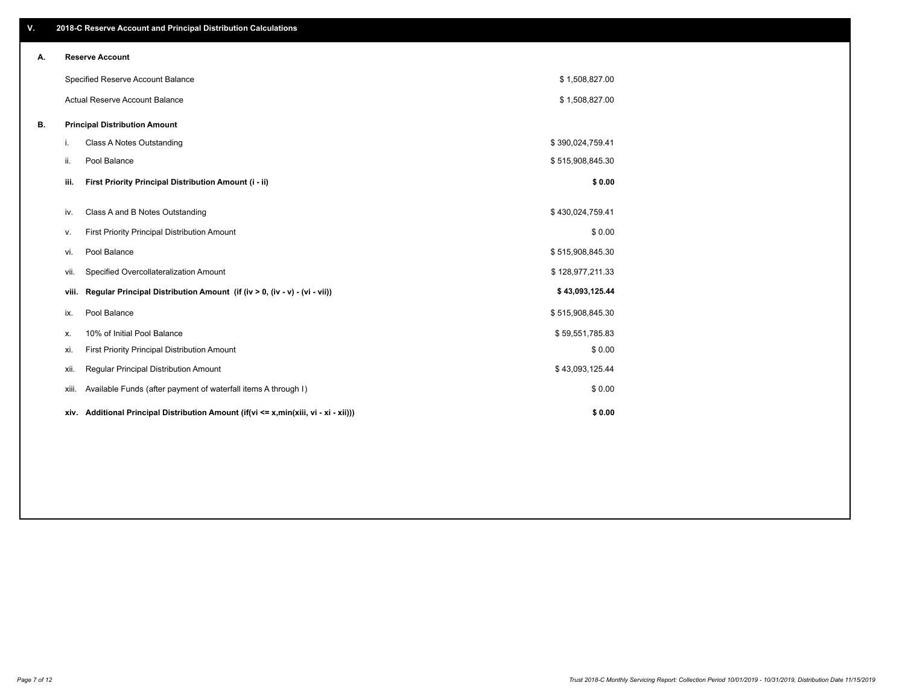## V. 2018-C Reserve Account and Principal Distribution Calculations

### A. Reserve Account

| | |
|---|---|
| Specified Reserve Account Balance | $ 1,508,827.00 |
| Actual Reserve Account Balance | $ 1,508,827.00 |

### B. Principal Distribution Amount

| | | |
|---|---|---|
| i. | Class A Notes Outstanding | $ 390,024,759.41 |
| ii. | Pool Balance | $ 515,908,845.30 |
| **iii.** | **First Priority Principal Distribution Amount (i - ii)** | **$ 0.00** |
| iv. | Class A and B Notes Outstanding | $ 430,024,759.41 |
| v. | First Priority Principal Distribution Amount | $ 0.00 |
| vi. | Pool Balance | $ 515,908,845.30 |
| vii. | Specified Overcollateralization Amount | $ 128,977,211.33 |
| **viii.** | **Regular Principal Distribution Amount (if (iv > 0, (iv - v) - (vi - vii))** | **$ 43,093,125.44** |
| ix. | Pool Balance | $ 515,908,845.30 |
| x. | 10% of Initial Pool Balance | $ 59,551,785.83 |
| xi. | First Priority Principal Distribution Amount | $ 0.00 |
| xii. | Regular Principal Distribution Amount | $ 43,093,125.44 |
| xiii. | Available Funds (after payment of waterfall items A through I) | $ 0.00 |
| **xiv.** | **Additional Principal Distribution Amount (if(vi <= x,min(xiii, vi - xi - xii)))** | **$ 0.00** |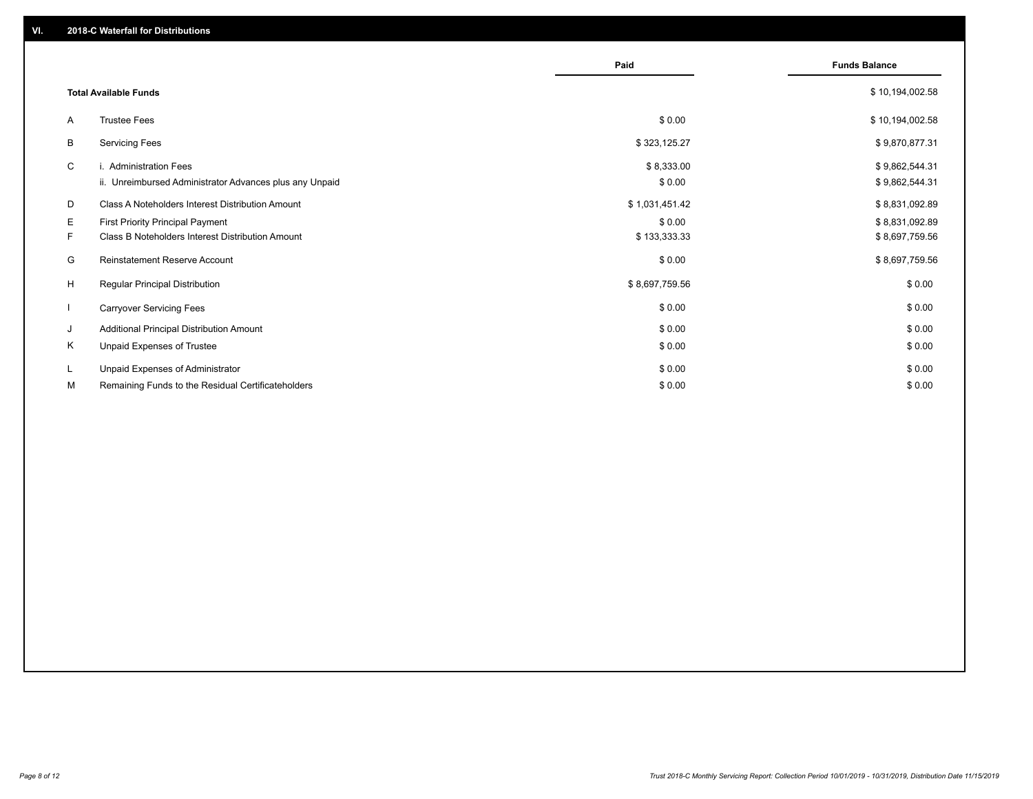## VI. 2018-C Waterfall for Distributions

| | | Paid | Funds Balance |
|---|---|---|---|
| | **Total Available Funds** | | $ 10,194,002.58 |
| A | Trustee Fees | $ 0.00 | $ 10,194,002.58 |
| B | Servicing Fees | $ 323,125.27 | $ 9,870,877.31 |
| C | i. Administration Fees | $ 8,333.00 | $ 9,862,544.31 |
| | ii. Unreimbursed Administrator Advances plus any Unpaid | $ 0.00 | $ 9,862,544.31 |
| D | Class A Noteholders Interest Distribution Amount | $ 1,031,451.42 | $ 8,831,092.89 |
| E | First Priority Principal Payment | $ 0.00 | $ 8,831,092.89 |
| F | Class B Noteholders Interest Distribution Amount | $ 133,333.33 | $ 8,697,759.56 |
| G | Reinstatement Reserve Account | $ 0.00 | $ 8,697,759.56 |
| H | Regular Principal Distribution | $ 8,697,759.56 | $ 0.00 |
| I | Carryover Servicing Fees | $ 0.00 | $ 0.00 |
| J | Additional Principal Distribution Amount | $ 0.00 | $ 0.00 |
| K | Unpaid Expenses of Trustee | $ 0.00 | $ 0.00 |
| L | Unpaid Expenses of Administrator | $ 0.00 | $ 0.00 |
| M | Remaining Funds to the Residual Certificateholders | $ 0.00 | $ 0.00 |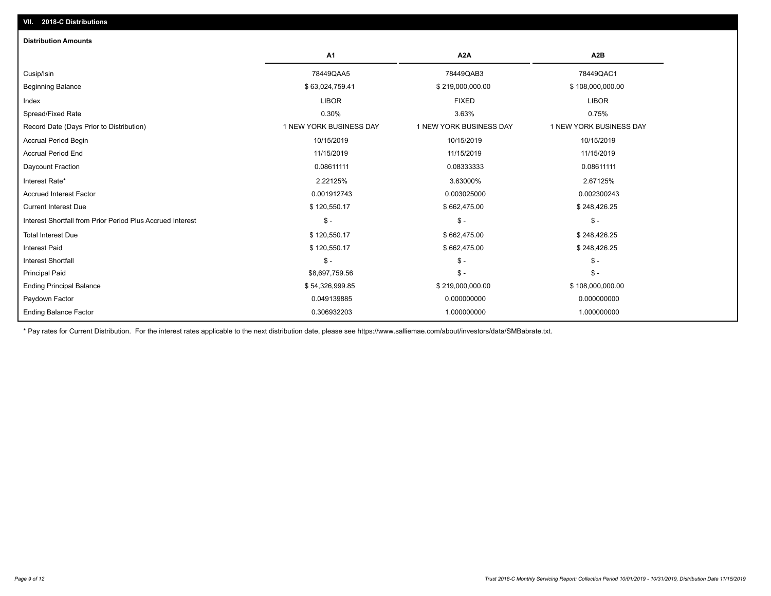## VII. 2018-C Distributions

### Distribution Amounts

| | A1 | A2A | A2B |
|---|---|---|---|
| Cusip/Isin | 78449QAA5 | 78449QAB3 | 78449QAC1 |
| Beginning Balance | $ 63,024,759.41 | $ 219,000,000.00 | $ 108,000,000.00 |
| Index | LIBOR | FIXED | LIBOR |
| Spread/Fixed Rate | 0.30% | 3.63% | 0.75% |
| Record Date (Days Prior to Distribution) | 1 NEW YORK BUSINESS DAY | 1 NEW YORK BUSINESS DAY | 1 NEW YORK BUSINESS DAY |
| Accrual Period Begin | 10/15/2019 | 10/15/2019 | 10/15/2019 |
| Accrual Period End | 11/15/2019 | 11/15/2019 | 11/15/2019 |
| Daycount Fraction | 0.08611111 | 0.08333333 | 0.08611111 |
| Interest Rate* | 2.22125% | 3.63000% | 2.67125% |
| Accrued Interest Factor | 0.001912743 | 0.003025000 | 0.002300243 |
| Current Interest Due | $ 120,550.17 | $ 662,475.00 | $ 248,426.25 |
| Interest Shortfall from Prior Period Plus Accrued Interest | $ - | $ - | $ - |
| Total Interest Due | $ 120,550.17 | $ 662,475.00 | $ 248,426.25 |
| Interest Paid | $ 120,550.17 | $ 662,475.00 | $ 248,426.25 |
| Interest Shortfall | $ - | $ - | $ - |
| Principal Paid | $8,697,759.56 | $ - | $ - |
| Ending Principal Balance | $ 54,326,999.85 | $ 219,000,000.00 | $ 108,000,000.00 |
| Paydown Factor | 0.049139885 | 0.000000000 | 0.000000000 |
| Ending Balance Factor | 0.306932203 | 1.000000000 | 1.000000000 |

* Pay rates for Current Distribution. For the interest rates applicable to the next distribution date, please see https://www.salliemae.com/about/investors/data/SMBabrate.txt.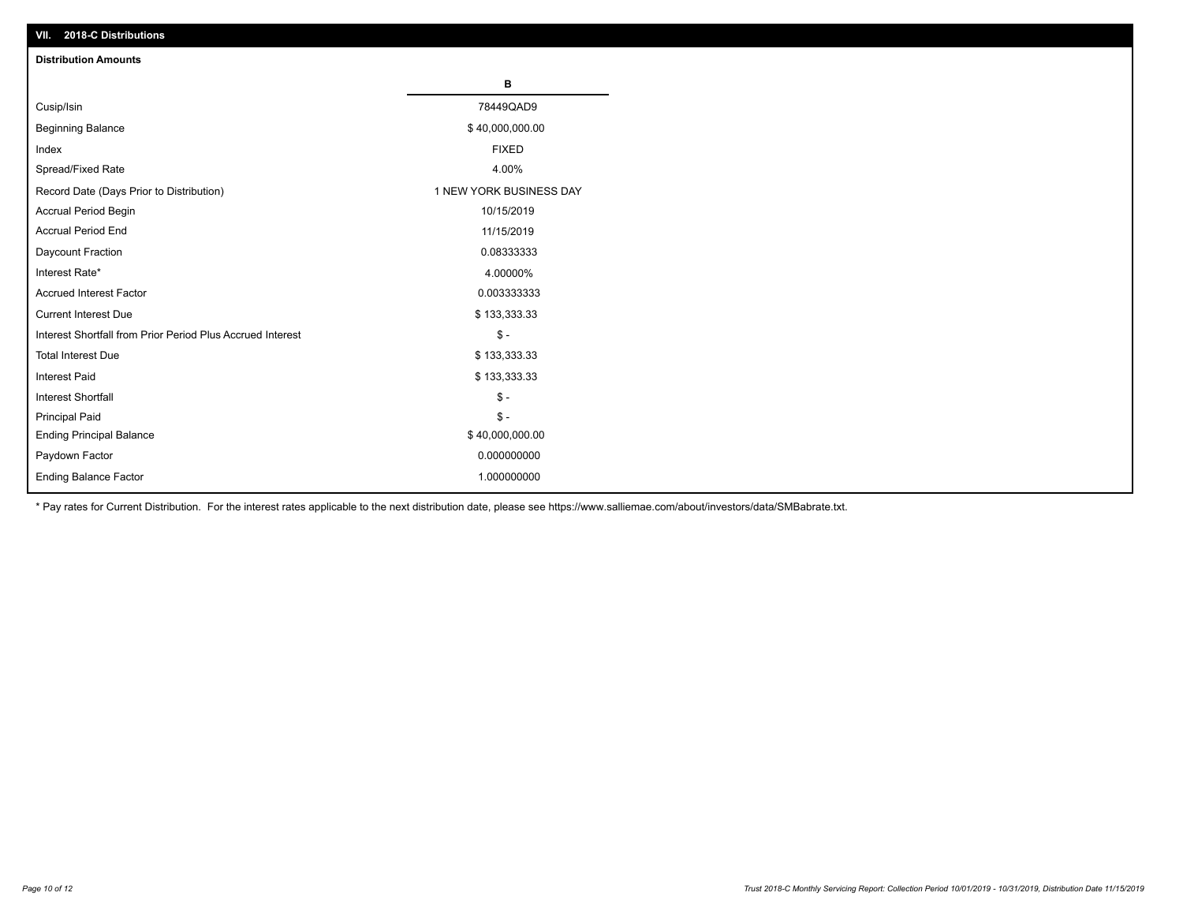## VII. 2018-C Distributions

### Distribution Amounts

| | B |
|---|---|
| Cusip/Isin | 78449QAD9 |
| Beginning Balance | $ 40,000,000.00 |
| Index | FIXED |
| Spread/Fixed Rate | 4.00% |
| Record Date (Days Prior to Distribution) | 1 NEW YORK BUSINESS DAY |
| Accrual Period Begin | 10/15/2019 |
| Accrual Period End | 11/15/2019 |
| Daycount Fraction | 0.08333333 |
| Interest Rate* | 4.00000% |
| Accrued Interest Factor | 0.003333333 |
| Current Interest Due | $ 133,333.33 |
| Interest Shortfall from Prior Period Plus Accrued Interest | $ - |
| Total Interest Due | $ 133,333.33 |
| Interest Paid | $ 133,333.33 |
| Interest Shortfall | $ - |
| Principal Paid | $ - |
| Ending Principal Balance | $ 40,000,000.00 |
| Paydown Factor | 0.000000000 |
| Ending Balance Factor | 1.000000000 |

* Pay rates for Current Distribution. For the interest rates applicable to the next distribution date, please see https://www.salliemae.com/about/investors/data/SMBabrate.txt.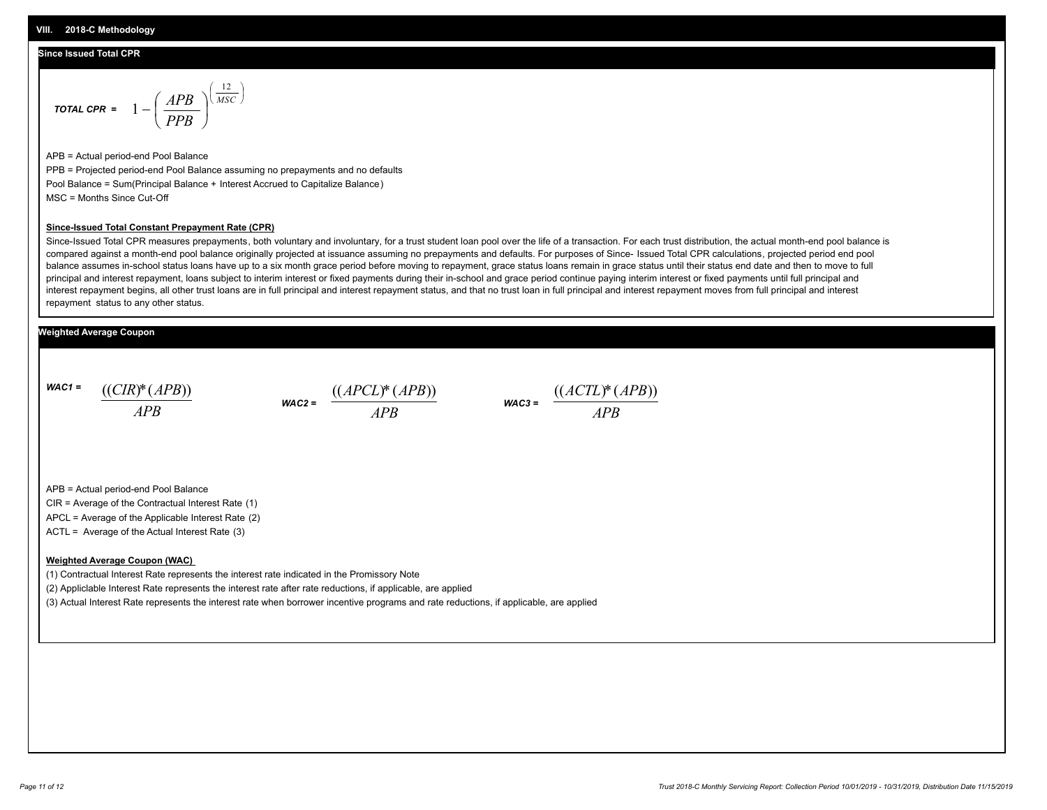## VIII. 2018-C Methodology

### Since Issued Total CPR

$$\textit{TOTAL CPR} = 1 - \left(\frac{APB}{PPB}\right)^{\left(\frac{12}{MSC}\right)}$$

APB = Actual period-end Pool Balance

PPB = Projected period-end Pool Balance assuming no prepayments and no defaults

Pool Balance = Sum(Principal Balance + Interest Accrued to Capitalize Balance)

MSC = Months Since Cut-Off

**Since-Issued Total Constant Prepayment Rate (CPR)**

Since-Issued Total CPR measures prepayments, both voluntary and involuntary, for a trust student loan pool over the life of a transaction. For each trust distribution, the actual month-end pool balance is compared against a month-end pool balance originally projected at issuance assuming no prepayments and defaults. For purposes of Since- Issued Total CPR calculations, projected period end pool balance assumes in-school status loans have up to a six month grace period before moving to repayment, grace status loans remain in grace status until their status end date and then to move to full principal and interest repayment, loans subject to interim interest or fixed payments during their in-school and grace period continue paying interim interest or fixed payments until full principal and interest repayment begins, all other trust loans are in full principal and interest repayment status, and that no trust loan in full principal and interest repayment moves from full principal and interest repayment status to any other status.

### Weighted Average Coupon

$$\textit{WAC1} = \frac{((CIR)*(APB))}{APB} \qquad \textit{WAC2} = \frac{((APCL)*(APB))}{APB} \qquad \textit{WAC3} = \frac{((ACTL)*(APB))}{APB}$$

APB = Actual period-end Pool Balance

CIR = Average of the Contractual Interest Rate (1)

APCL = Average of the Applicable Interest Rate (2)

ACTL = Average of the Actual Interest Rate (3)

**Weighted Average Coupon (WAC)**

(1) Contractual Interest Rate represents the interest rate indicated in the Promissory Note

(2) Appliclable Interest Rate represents the interest rate after rate reductions, if applicable, are applied

(3) Actual Interest Rate represents the interest rate when borrower incentive programs and rate reductions, if applicable, are applied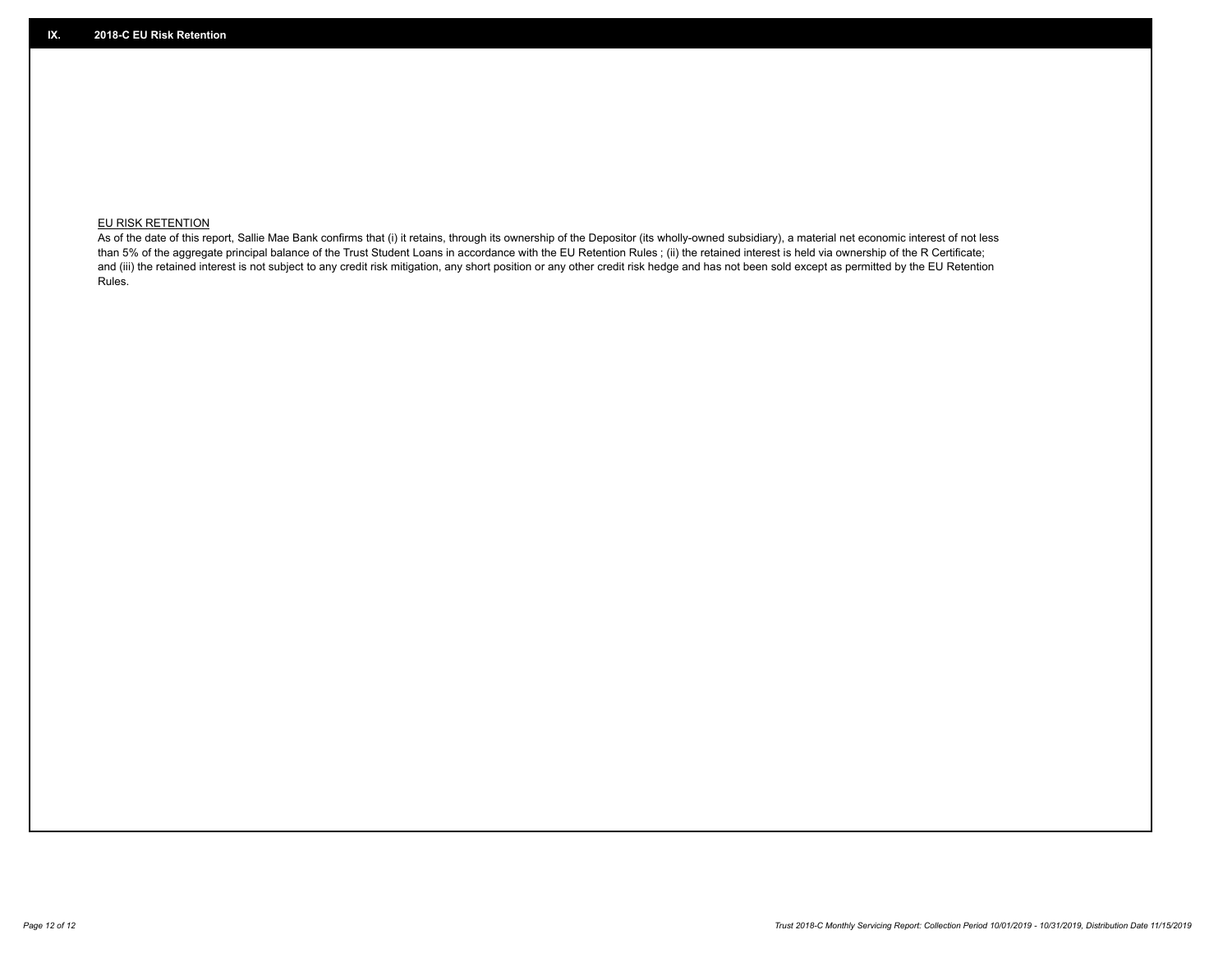## IX. 2018-C EU Risk Retention

EU RISK RETENTION

As of the date of this report, Sallie Mae Bank confirms that (i) it retains, through its ownership of the Depositor (its wholly-owned subsidiary), a material net economic interest of not less than 5% of the aggregate principal balance of the Trust Student Loans in accordance with the EU Retention Rules ; (ii) the retained interest is held via ownership of the R Certificate; and (iii) the retained interest is not subject to any credit risk mitigation, any short position or any other credit risk hedge and has not been sold except as permitted by the EU Retention Rules.